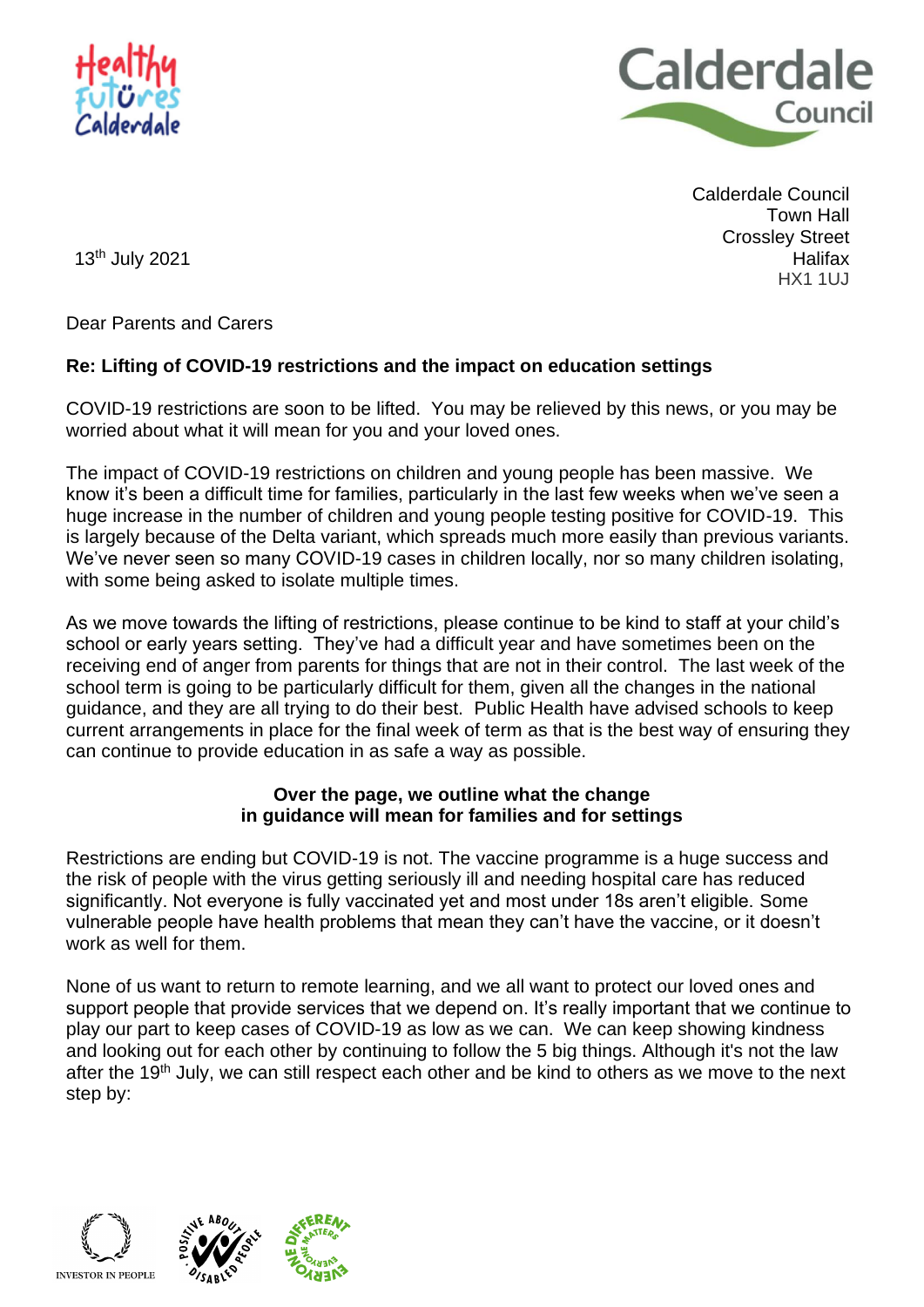Calderdale Council
Town Hall
Crossley Street
Halifax
HX1 1UJ

13th July 2021

Dear Parents and Carers

**Re: Lifting of COVID-19 restrictions and the impact on education settings**

COVID-19 restrictions are soon to be lifted. You may be relieved by this news, or you may be worried about what it will mean for you and your loved ones.

The impact of COVID-19 restrictions on children and young people has been massive. We know it's been a difficult time for families, particularly in the last few weeks when we've seen a huge increase in the number of children and young people testing positive for COVID-19. This is largely because of the Delta variant, which spreads much more easily than previous variants. We've never seen so many COVID-19 cases in children locally, nor so many children isolating, with some being asked to isolate multiple times.

As we move towards the lifting of restrictions, please continue to be kind to staff at your child's school or early years setting. They've had a difficult year and have sometimes been on the receiving end of anger from parents for things that are not in their control. The last week of the school term is going to be particularly difficult for them, given all the changes in the national guidance, and they are all trying to do their best. Public Health have advised schools to keep current arrangements in place for the final week of term as that is the best way of ensuring they can continue to provide education in as safe a way as possible.

**Over the page, we outline what the change in guidance will mean for families and for settings**

Restrictions are ending but COVID-19 is not. The vaccine programme is a huge success and the risk of people with the virus getting seriously ill and needing hospital care has reduced significantly. Not everyone is fully vaccinated yet and most under 18s aren't eligible. Some vulnerable people have health problems that mean they can't have the vaccine, or it doesn't work as well for them.

None of us want to return to remote learning, and we all want to protect our loved ones and support people that provide services that we depend on. It's really important that we continue to play our part to keep cases of COVID-19 as low as we can. We can keep showing kindness and looking out for each other by continuing to follow the 5 big things. Although it's not the law after the 19th July, we can still respect each other and be kind to others as we move to the next step by: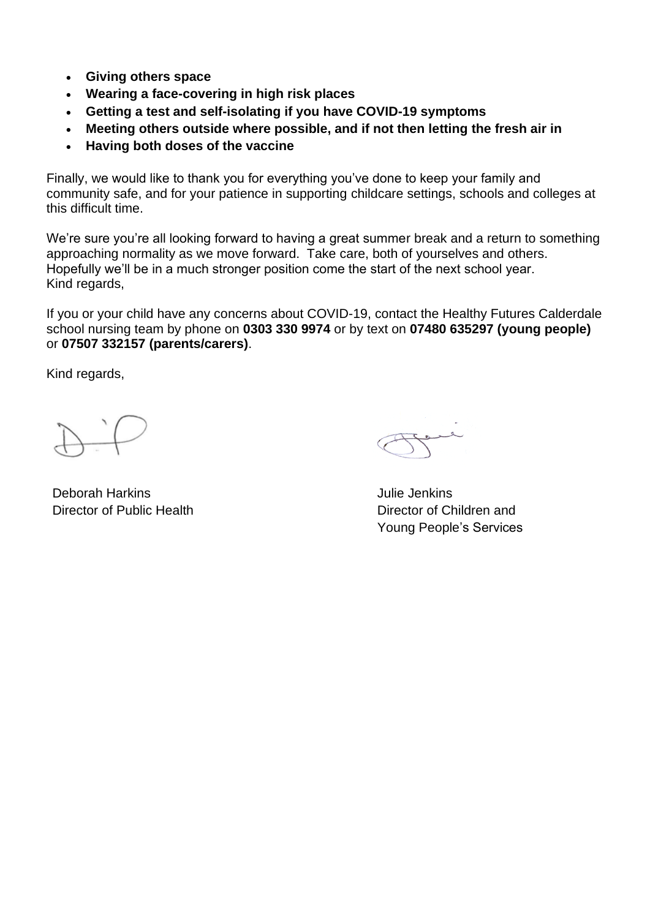- **Giving others space**
- **Wearing a face-covering in high risk places**
- **Getting a test and self-isolating if you have COVID-19 symptoms**
- **Meeting others outside where possible, and if not then letting the fresh air in**
- **Having both doses of the vaccine**

Finally, we would like to thank you for everything you've done to keep your family and community safe, and for your patience in supporting childcare settings, schools and colleges at this difficult time.

We're sure you're all looking forward to having a great summer break and a return to something approaching normality as we move forward. Take care, both of yourselves and others. Hopefully we'll be in a much stronger position come the start of the next school year.
Kind regards,

If you or your child have any concerns about COVID-19, contact the Healthy Futures Calderdale school nursing team by phone on **0303 330 9974** or by text on **07480 635297 (young people)** or **07507 332157 (parents/carers)**.

Kind regards,

Deborah Harkins
Director of Public Health

Julie Jenkins
Director of Children and Young People's Services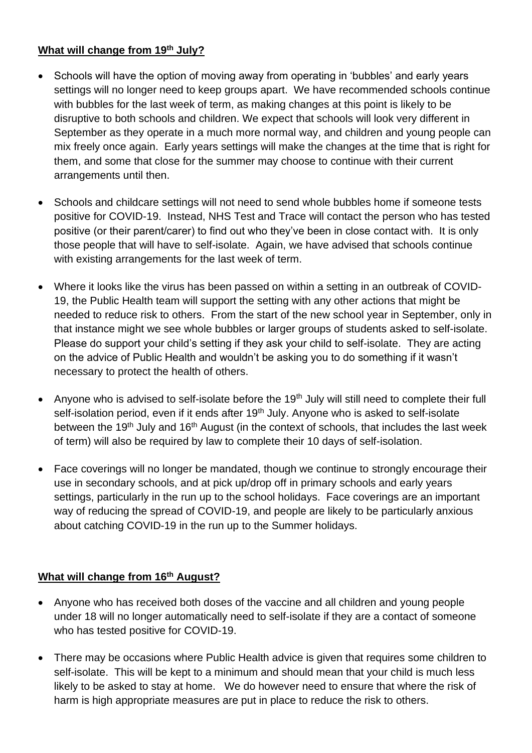## **What will change from 19th July?**

- Schools will have the option of moving away from operating in 'bubbles' and early years settings will no longer need to keep groups apart. We have recommended schools continue with bubbles for the last week of term, as making changes at this point is likely to be disruptive to both schools and children. We expect that schools will look very different in September as they operate in a much more normal way, and children and young people can mix freely once again. Early years settings will make the changes at the time that is right for them, and some that close for the summer may choose to continue with their current arrangements until then.

- Schools and childcare settings will not need to send whole bubbles home if someone tests positive for COVID-19. Instead, NHS Test and Trace will contact the person who has tested positive (or their parent/carer) to find out who they've been in close contact with. It is only those people that will have to self-isolate. Again, we have advised that schools continue with existing arrangements for the last week of term.

- Where it looks like the virus has been passed on within a setting in an outbreak of COVID-19, the Public Health team will support the setting with any other actions that might be needed to reduce risk to others. From the start of the new school year in September, only in that instance might we see whole bubbles or larger groups of students asked to self-isolate. Please do support your child's setting if they ask your child to self-isolate. They are acting on the advice of Public Health and wouldn't be asking you to do something if it wasn't necessary to protect the health of others.

- Anyone who is advised to self-isolate before the 19th July will still need to complete their full self-isolation period, even if it ends after 19th July. Anyone who is asked to self-isolate between the 19th July and 16th August (in the context of schools, that includes the last week of term) will also be required by law to complete their 10 days of self-isolation.

- Face coverings will no longer be mandated, though we continue to strongly encourage their use in secondary schools, and at pick up/drop off in primary schools and early years settings, particularly in the run up to the school holidays. Face coverings are an important way of reducing the spread of COVID-19, and people are likely to be particularly anxious about catching COVID-19 in the run up to the Summer holidays.

## **What will change from 16th August?**

- Anyone who has received both doses of the vaccine and all children and young people under 18 will no longer automatically need to self-isolate if they are a contact of someone who has tested positive for COVID-19.

- There may be occasions where Public Health advice is given that requires some children to self-isolate. This will be kept to a minimum and should mean that your child is much less likely to be asked to stay at home. We do however need to ensure that where the risk of harm is high appropriate measures are put in place to reduce the risk to others.